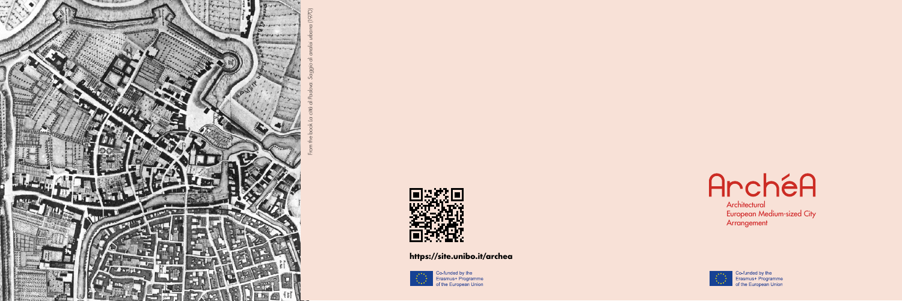From the book *La città di Padova. Saggio di analisi urbana* (1970)

**https://site.unibo.it/archea**

Co-funded by the Erasmus+ Programme of the European Union

# ArchéA

Architectural European Medium-sized City Arrangement

Co-funded by the Erasmus+ Programme of the European Union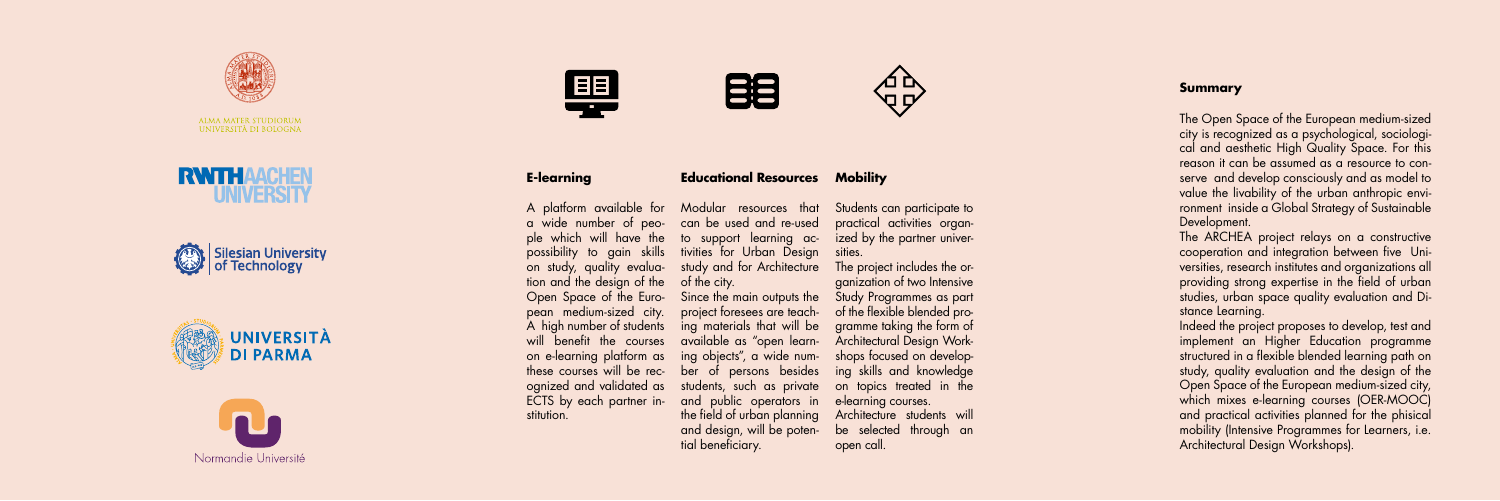ALMA MATER STUDIORUM
UNIVERSITÀ DI BOLOGNA

RWTH AACHEN UNIVERSITY

Silesian University of Technology

UNIVERSITÀ DI PARMA

Normandie Université

### E-learning

A platform available for a wide number of people which will have the possibility to gain skills on study, quality evaluation and the design of the Open Space of the European medium-sized city. A high number of students will benefit the courses on e-learning platform as these courses will be recognized and validated as ECTS by each partner institution.

### Educational Resources

Modular resources that can be used and re-used to support learning activities for Urban Design study and for Architecture of the city.

Since the main outputs the project foresees are teaching materials that will be available as "open learning objects", a wide number of persons besides students, such as private and public operators in the field of urban planning and design, will be potential beneficiary.

### Mobility

Students can participate to practical activities organized by the partner universities.

The project includes the organization of two Intensive Study Programmes as part of the flexible blended programme taking the form of Architectural Design Workshops focused on developing skills and knowledge on topics treated in the e-learning courses.

Architecture students will be selected through an open call.

### Summary

The Open Space of the European medium-sized city is recognized as a psychological, sociological and aesthetic High Quality Space. For this reason it can be assumed as a resource to conserve and develop consciously and as model to value the livability of the urban anthropic environment inside a Global Strategy of Sustainable Development.

The ARCHEA project relays on a constructive cooperation and integration between five Universities, research institutes and organizations all providing strong expertise in the field of urban studies, urban space quality evaluation and Distance Learning.

Indeed the project proposes to develop, test and implement an Higher Education programme structured in a flexible blended learning path on study, quality evaluation and the design of the Open Space of the European medium-sized city, which mixes e-learning courses (OER-MOOC) and practical activities planned for the phisical mobility (Intensive Programmes for Learners, i.e. Architectural Design Workshops).